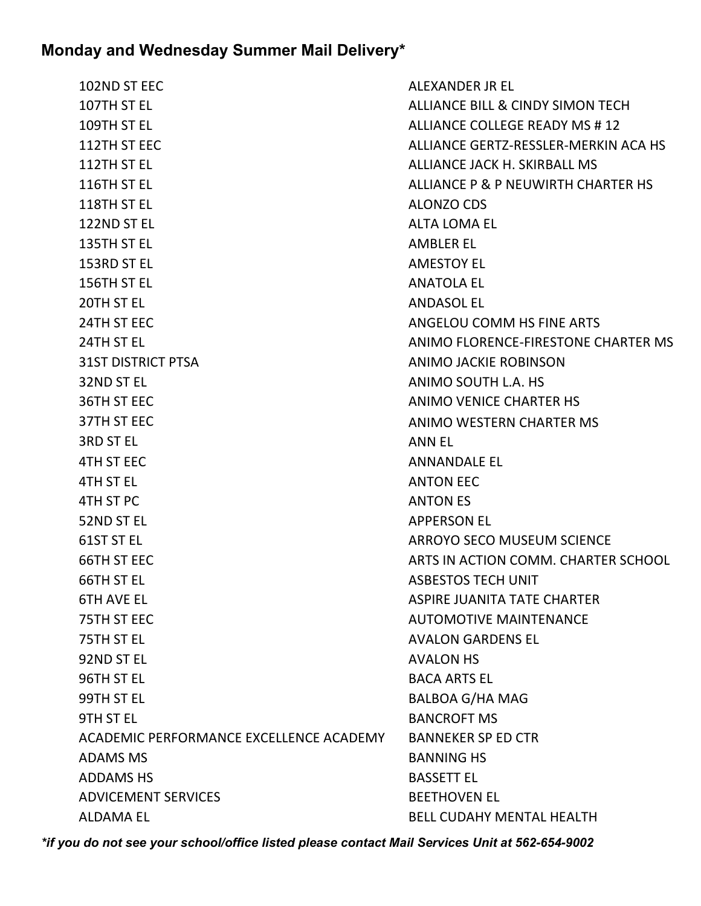## Monday and Wednesday Summer Mail Delivery*

102ND ST EEC
107TH ST EL
109TH ST EL
112TH ST EEC
112TH ST EL
116TH ST EL
118TH ST EL
122ND ST EL
135TH ST EL
153RD ST EL
156TH ST EL
20TH ST EL
24TH ST EEC
24TH ST EL
31ST DISTRICT PTSA
32ND ST EL
36TH ST EEC
37TH ST EEC
3RD ST EL
4TH ST EEC
4TH ST EL
4TH ST PC
52ND ST EL
61ST ST EL
66TH ST EEC
66TH ST EL
6TH AVE EL
75TH ST EEC
75TH ST EL
92ND ST EL
96TH ST EL
99TH ST EL
9TH ST EL
ACADEMIC PERFORMANCE EXCELLENCE ACADEMY
ADAMS MS
ADDAMS HS
ADVICEMENT SERVICES
ALDAMA EL
ALEXANDER JR EL
ALLIANCE BILL & CINDY SIMON TECH
ALLIANCE COLLEGE READY MS # 12
ALLIANCE GERTZ-RESSLER-MERKIN ACA HS
ALLIANCE JACK H. SKIRBALL MS
ALLIANCE P & P NEUWIRTH CHARTER HS
ALONZO CDS
ALTA LOMA EL
AMBLER EL
AMESTOY EL
ANATOLA EL
ANDASOL EL
ANGELOU COMM HS FINE ARTS
ANIMO FLORENCE-FIRESTONE CHARTER MS
ANIMO JACKIE ROBINSON
ANIMO SOUTH L.A. HS
ANIMO VENICE CHARTER HS
ANIMO WESTERN CHARTER MS
ANN EL
ANNANDALE EL
ANTON EEC
ANTON ES
APPERSON EL
ARROYO SECO MUSEUM SCIENCE
ARTS IN ACTION COMM. CHARTER SCHOOL
ASBESTOS TECH UNIT
ASPIRE JUANITA TATE CHARTER
AUTOMOTIVE MAINTENANCE
AVALON GARDENS EL
AVALON HS
BACA ARTS EL
BALBOA G/HA MAG
BANCROFT MS
BANNEKER SP ED CTR
BANNING HS
BASSETT EL
BEETHOVEN EL
BELL CUDAHY MENTAL HEALTH

*\*if you do not see your school/office listed please contact Mail Services Unit at 562-654-9002*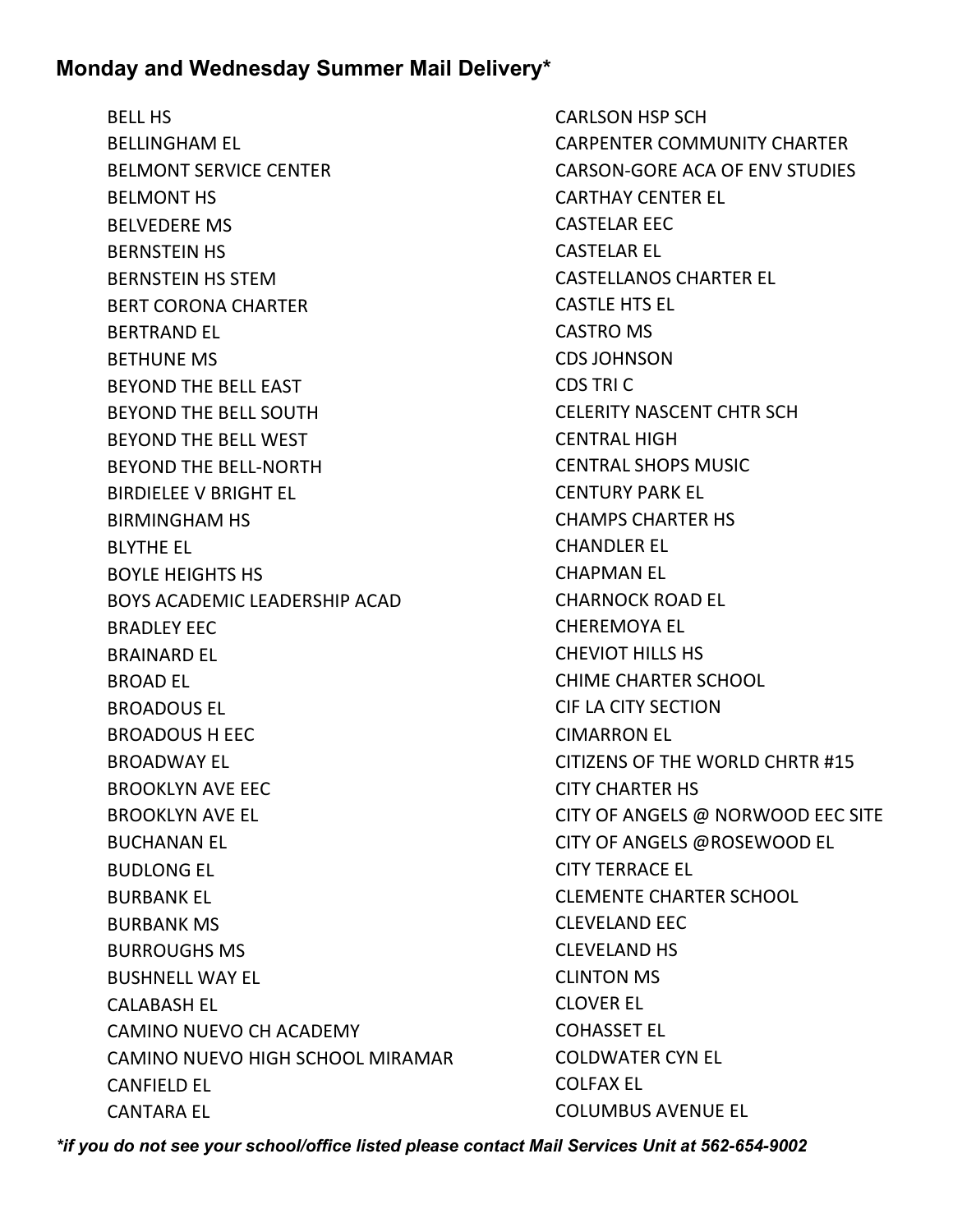## Monday and Wednesday Summer Mail Delivery*

BELL HS
BELLINGHAM EL
BELMONT SERVICE CENTER
BELMONT HS
BELVEDERE MS
BERNSTEIN HS
BERNSTEIN HS STEM
BERT CORONA CHARTER
BERTRAND EL
BETHUNE MS
BEYOND THE BELL EAST
BEYOND THE BELL SOUTH
BEYOND THE BELL WEST
BEYOND THE BELL-NORTH
BIRDIELEE V BRIGHT EL
BIRMINGHAM HS
BLYTHE EL
BOYLE HEIGHTS HS
BOYS ACADEMIC LEADERSHIP ACAD
BRADLEY EEC
BRAINARD EL
BROAD EL
BROADOUS EL
BROADOUS H EEC
BROADWAY EL
BROOKLYN AVE EEC
BROOKLYN AVE EL
BUCHANAN EL
BUDLONG EL
BURBANK EL
BURBANK MS
BURROUGHS MS
BUSHNELL WAY EL
CALABASH EL
CAMINO NUEVO CH ACADEMY
CAMINO NUEVO HIGH SCHOOL MIRAMAR
CANFIELD EL
CANTARA EL
CARLSON HSP SCH
CARPENTER COMMUNITY CHARTER
CARSON-GORE ACA OF ENV STUDIES
CARTHAY CENTER EL
CASTELAR EEC
CASTELAR EL
CASTELLANOS CHARTER EL
CASTLE HTS EL
CASTRO MS
CDS JOHNSON
CDS TRI C
CELERITY NASCENT CHTR SCH
CENTRAL HIGH
CENTRAL SHOPS MUSIC
CENTURY PARK EL
CHAMPS CHARTER HS
CHANDLER EL
CHAPMAN EL
CHARNOCK ROAD EL
CHEREMOYA EL
CHEVIOT HILLS HS
CHIME CHARTER SCHOOL
CIF LA CITY SECTION
CIMARRON EL
CITIZENS OF THE WORLD CHRTR #15
CITY CHARTER HS
CITY OF ANGELS @ NORWOOD EEC SITE
CITY OF ANGELS @ROSEWOOD EL
CITY TERRACE EL
CLEMENTE CHARTER SCHOOL
CLEVELAND EEC
CLEVELAND HS
CLINTON MS
CLOVER EL
COHASSET EL
COLDWATER CYN EL
COLFAX EL
COLUMBUS AVENUE EL

*\*if you do not see your school/office listed please contact Mail Services Unit at 562-654-9002*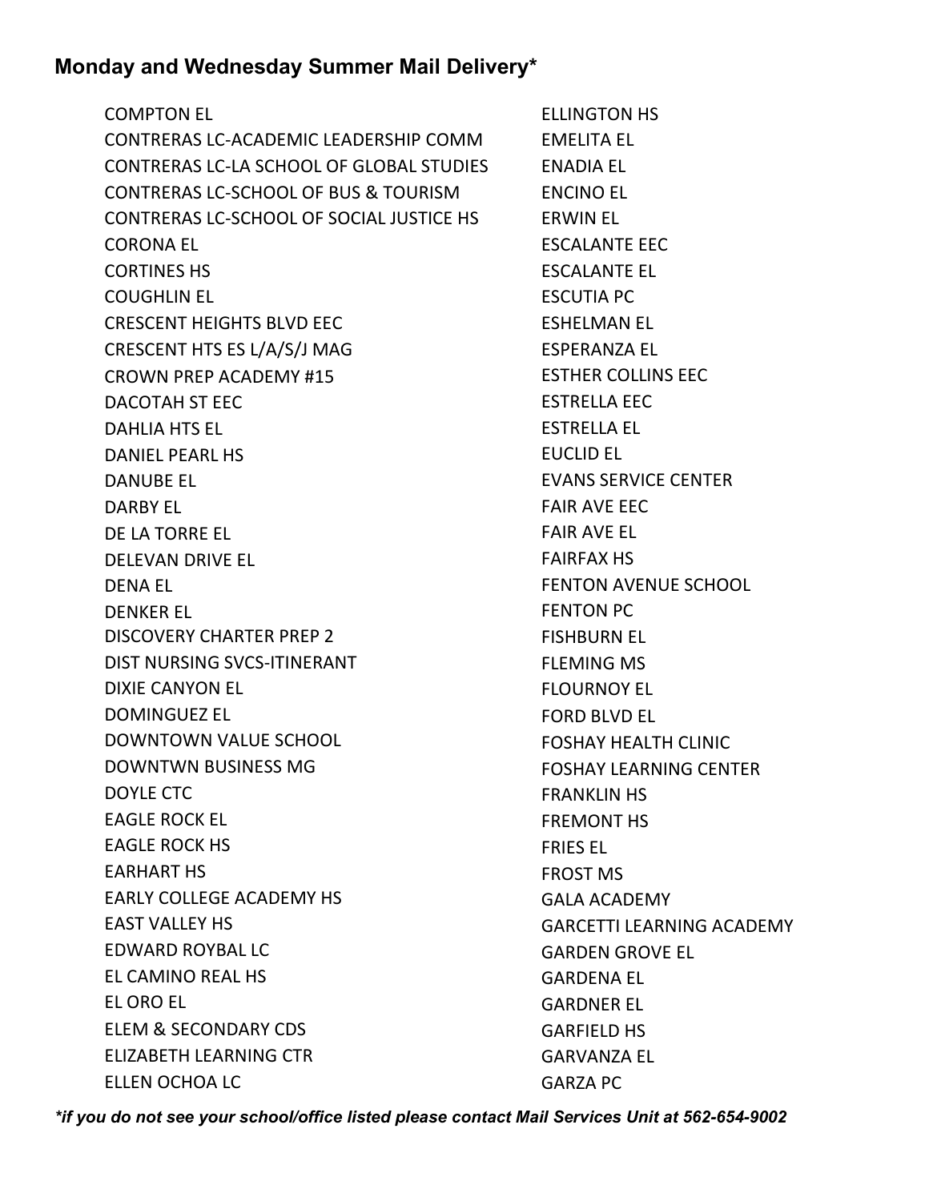## Monday and Wednesday Summer Mail Delivery*

COMPTON EL
CONTRERAS LC-ACADEMIC LEADERSHIP COMM
CONTRERAS LC-LA SCHOOL OF GLOBAL STUDIES
CONTRERAS LC-SCHOOL OF BUS & TOURISM
CONTRERAS LC-SCHOOL OF SOCIAL JUSTICE HS
CORONA EL
CORTINES HS
COUGHLIN EL
CRESCENT HEIGHTS BLVD EEC
CRESCENT HTS ES L/A/S/J MAG
CROWN PREP ACADEMY #15
DACOTAH ST EEC
DAHLIA HTS EL
DANIEL PEARL HS
DANUBE EL
DARBY EL
DE LA TORRE EL
DELEVAN DRIVE EL
DENA EL
DENKER EL
DISCOVERY CHARTER PREP 2
DIST NURSING SVCS-ITINERANT
DIXIE CANYON EL
DOMINGUEZ EL
DOWNTOWN VALUE SCHOOL
DOWNTWN BUSINESS MG
DOYLE CTC
EAGLE ROCK EL
EAGLE ROCK HS
EARHART HS
EARLY COLLEGE ACADEMY HS
EAST VALLEY HS
EDWARD ROYBAL LC
EL CAMINO REAL HS
EL ORO EL
ELEM & SECONDARY CDS
ELIZABETH LEARNING CTR
ELLEN OCHOA LC
ELLINGTON HS
EMELITA EL
ENADIA EL
ENCINO EL
ERWIN EL
ESCALANTE EEC
ESCALANTE EL
ESCUTIA PC
ESHELMAN EL
ESPERANZA EL
ESTHER COLLINS EEC
ESTRELLA EEC
ESTRELLA EL
EUCLID EL
EVANS SERVICE CENTER
FAIR AVE EEC
FAIR AVE EL
FAIRFAX HS
FENTON AVENUE SCHOOL
FENTON PC
FISHBURN EL
FLEMING MS
FLOURNOY EL
FORD BLVD EL
FOSHAY HEALTH CLINIC
FOSHAY LEARNING CENTER
FRANKLIN HS
FREMONT HS
FRIES EL
FROST MS
GALA ACADEMY
GARCETTI LEARNING ACADEMY
GARDEN GROVE EL
GARDENA EL
GARDNER EL
GARFIELD HS
GARVANZA EL
GARZA PC

***if you do not see your school/office listed please contact Mail Services Unit at 562-654-9002***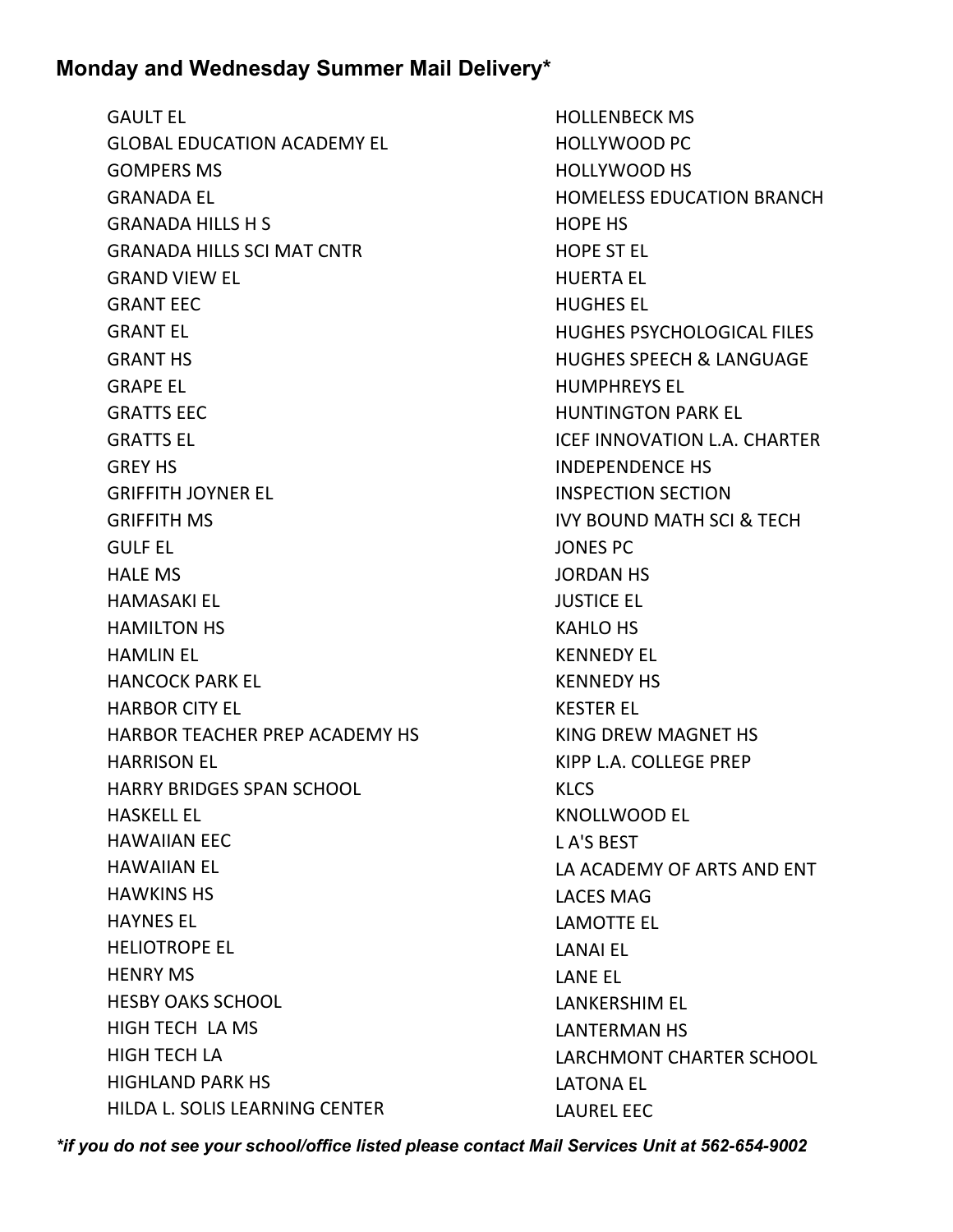## Monday and Wednesday Summer Mail Delivery*

GAULT EL
GLOBAL EDUCATION ACADEMY EL
GOMPERS MS
GRANADA EL
GRANADA HILLS H S
GRANADA HILLS SCI MAT CNTR
GRAND VIEW EL
GRANT EEC
GRANT EL
GRANT HS
GRAPE EL
GRATTS EEC
GRATTS EL
GREY HS
GRIFFITH JOYNER EL
GRIFFITH MS
GULF EL
HALE MS
HAMASAKI EL
HAMILTON HS
HAMLIN EL
HANCOCK PARK EL
HARBOR CITY EL
HARBOR TEACHER PREP ACADEMY HS
HARRISON EL
HARRY BRIDGES SPAN SCHOOL
HASKELL EL
HAWAIIAN EEC
HAWAIIAN EL
HAWKINS HS
HAYNES EL
HELIOTROPE EL
HENRY MS
HESBY OAKS SCHOOL
HIGH TECH LA MS
HIGH TECH LA
HIGHLAND PARK HS
HILDA L. SOLIS LEARNING CENTER
HOLLENBECK MS
HOLLYWOOD PC
HOLLYWOOD HS
HOMELESS EDUCATION BRANCH
HOPE HS
HOPE ST EL
HUERTA EL
HUGHES EL
HUGHES PSYCHOLOGICAL FILES
HUGHES SPEECH & LANGUAGE
HUMPHREYS EL
HUNTINGTON PARK EL
ICEF INNOVATION L.A. CHARTER
INDEPENDENCE HS
INSPECTION SECTION
IVY BOUND MATH SCI & TECH
JONES PC
JORDAN HS
JUSTICE EL
KAHLO HS
KENNEDY EL
KENNEDY HS
KESTER EL
KING DREW MAGNET HS
KIPP L.A. COLLEGE PREP
KLCS
KNOLLWOOD EL
L A'S BEST
LA ACADEMY OF ARTS AND ENT
LACES MAG
LAMOTTE EL
LANAI EL
LANE EL
LANKERSHIM EL
LANTERMAN HS
LARCHMONT CHARTER SCHOOL
LATONA EL
LAUREL EEC

*\*if you do not see your school/office listed please contact Mail Services Unit at 562-654-9002*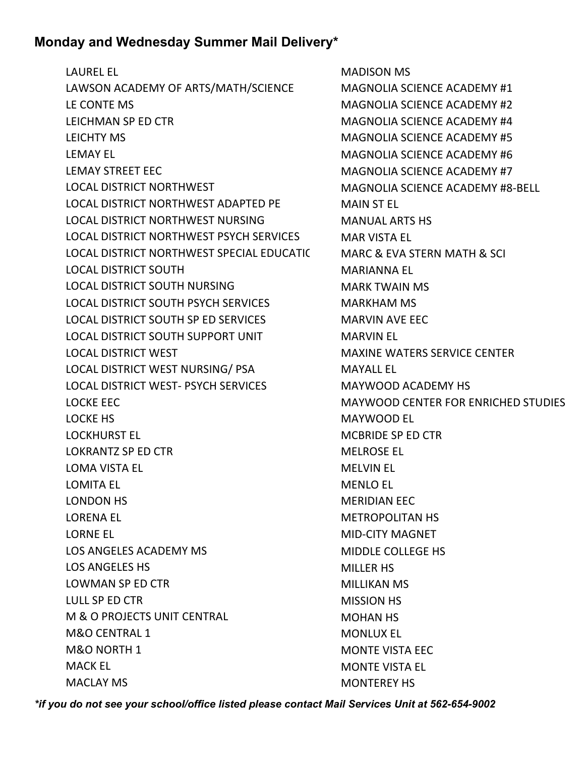**Monday and Wednesday Summer Mail Delivery***

LAUREL EL
LAWSON ACADEMY OF ARTS/MATH/SCIENCE
LE CONTE MS
LEICHMAN SP ED CTR
LEICHTY MS
LEMAY EL
LEMAY STREET EEC
LOCAL DISTRICT NORTHWEST
LOCAL DISTRICT NORTHWEST ADAPTED PE
LOCAL DISTRICT NORTHWEST NURSING
LOCAL DISTRICT NORTHWEST PSYCH SERVICES
LOCAL DISTRICT NORTHWEST SPECIAL EDUCATIC
LOCAL DISTRICT SOUTH
LOCAL DISTRICT SOUTH NURSING
LOCAL DISTRICT SOUTH PSYCH SERVICES
LOCAL DISTRICT SOUTH SP ED SERVICES
LOCAL DISTRICT SOUTH SUPPORT UNIT
LOCAL DISTRICT WEST
LOCAL DISTRICT WEST NURSING/ PSA
LOCAL DISTRICT WEST- PSYCH SERVICES
LOCKE EEC
LOCKE HS
LOCKHURST EL
LOKRANTZ SP ED CTR
LOMA VISTA EL
LOMITA EL
LONDON HS
LORENA EL
LORNE EL
LOS ANGELES ACADEMY MS
LOS ANGELES HS
LOWMAN SP ED CTR
LULL SP ED CTR
M & O PROJECTS UNIT CENTRAL
M&O CENTRAL 1
M&O NORTH 1
MACK EL
MACLAY MS
MADISON MS
MAGNOLIA SCIENCE ACADEMY #1
MAGNOLIA SCIENCE ACADEMY #2
MAGNOLIA SCIENCE ACADEMY #4
MAGNOLIA SCIENCE ACADEMY #5
MAGNOLIA SCIENCE ACADEMY #6
MAGNOLIA SCIENCE ACADEMY #7
MAGNOLIA SCIENCE ACADEMY #8-BELL
MAIN ST EL
MANUAL ARTS HS
MAR VISTA EL
MARC & EVA STERN MATH & SCI
MARIANNA EL
MARK TWAIN MS
MARKHAM MS
MARVIN AVE EEC
MARVIN EL
MAXINE WATERS SERVICE CENTER
MAYALL EL
MAYWOOD ACADEMY HS
MAYWOOD CENTER FOR ENRICHED STUDIES
MAYWOOD EL
MCBRIDE SP ED CTR
MELROSE EL
MELVIN EL
MENLO EL
MERIDIAN EEC
METROPOLITAN HS
MID-CITY MAGNET
MIDDLE COLLEGE HS
MILLER HS
MILLIKAN MS
MISSION HS
MOHAN HS
MONLUX EL
MONTE VISTA EEC
MONTE VISTA EL
MONTEREY HS

****if you do not see your school/office listed please contact Mail Services Unit at 562-654-9002***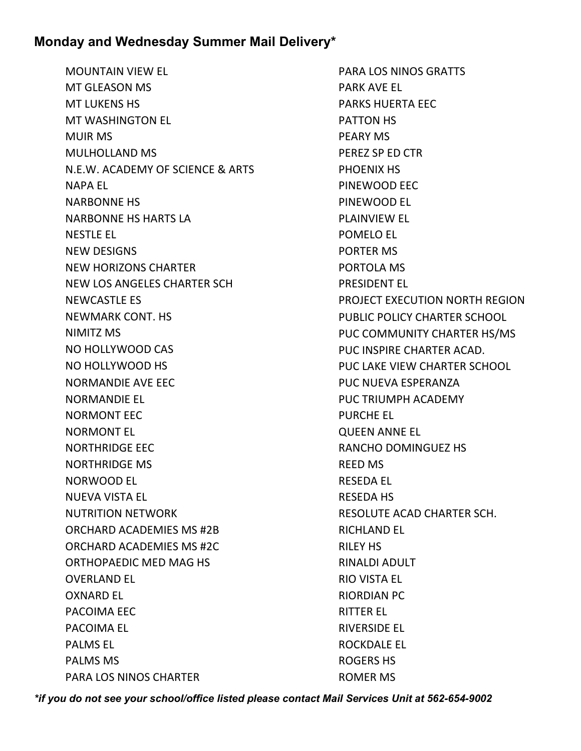## Monday and Wednesday Summer Mail Delivery*

MOUNTAIN VIEW EL
MT GLEASON MS
MT LUKENS HS
MT WASHINGTON EL
MUIR MS
MULHOLLAND MS
N.E.W. ACADEMY OF SCIENCE & ARTS
NAPA EL
NARBONNE HS
NARBONNE HS HARTS LA
NESTLE EL
NEW DESIGNS
NEW HORIZONS CHARTER
NEW LOS ANGELES CHARTER SCH
NEWCASTLE ES
NEWMARK CONT. HS
NIMITZ MS
NO HOLLYWOOD CAS
NO HOLLYWOOD HS
NORMANDIE AVE EEC
NORMANDIE EL
NORMONT EEC
NORMONT EL
NORTHRIDGE EEC
NORTHRIDGE MS
NORWOOD EL
NUEVA VISTA EL
NUTRITION NETWORK
ORCHARD ACADEMIES MS #2B
ORCHARD ACADEMIES MS #2C
ORTHOPAEDIC MED MAG HS
OVERLAND EL
OXNARD EL
PACOIMA EEC
PACOIMA EL
PALMS EL
PALMS MS
PARA LOS NINOS CHARTER
PARA LOS NINOS GRATTS
PARK AVE EL
PARKS HUERTA EEC
PATTON HS
PEARY MS
PEREZ SP ED CTR
PHOENIX HS
PINEWOOD EEC
PINEWOOD EL
PLAINVIEW EL
POMELO EL
PORTER MS
PORTOLA MS
PRESIDENT EL
PROJECT EXECUTION NORTH REGION
PUBLIC POLICY CHARTER SCHOOL
PUC COMMUNITY CHARTER HS/MS
PUC INSPIRE CHARTER ACAD.
PUC LAKE VIEW CHARTER SCHOOL
PUC NUEVA ESPERANZA
PUC TRIUMPH ACADEMY
PURCHE EL
QUEEN ANNE EL
RANCHO DOMINGUEZ HS
REED MS
RESEDA EL
RESEDA HS
RESOLUTE ACAD CHARTER SCH.
RICHLAND EL
RILEY HS
RINALDI ADULT
RIO VISTA EL
RIORDIAN PC
RITTER EL
RIVERSIDE EL
ROCKDALE EL
ROGERS HS
ROMER MS

***if you do not see your school/office listed please contact Mail Services Unit at 562-654-9002***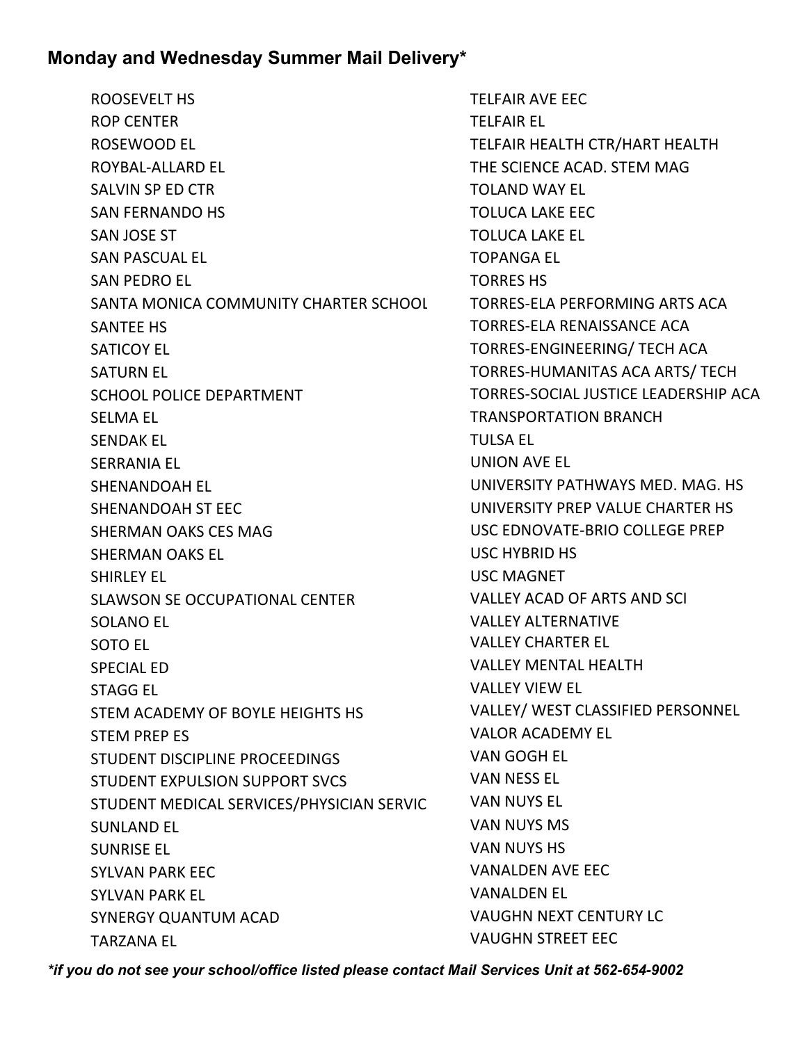## Monday and Wednesday Summer Mail Delivery*

ROOSEVELT HS
ROP CENTER
ROSEWOOD EL
ROYBAL-ALLARD EL
SALVIN SP ED CTR
SAN FERNANDO HS
SAN JOSE ST
SAN PASCUAL EL
SAN PEDRO EL
SANTA MONICA COMMUNITY CHARTER SCHOOL
SANTEE HS
SATICOY EL
SATURN EL
SCHOOL POLICE DEPARTMENT
SELMA EL
SENDAK EL
SERRANIA EL
SHENANDOAH EL
SHENANDOAH ST EEC
SHERMAN OAKS CES MAG
SHERMAN OAKS EL
SHIRLEY EL
SLAWSON SE OCCUPATIONAL CENTER
SOLANO EL
SOTO EL
SPECIAL ED
STAGG EL
STEM ACADEMY OF BOYLE HEIGHTS HS
STEM PREP ES
STUDENT DISCIPLINE PROCEEDINGS
STUDENT EXPULSION SUPPORT SVCS
STUDENT MEDICAL SERVICES/PHYSICIAN SERVIC
SUNLAND EL
SUNRISE EL
SYLVAN PARK EEC
SYLVAN PARK EL
SYNERGY QUANTUM ACAD
TARZANA EL
TELFAIR AVE EEC
TELFAIR EL
TELFAIR HEALTH CTR/HART HEALTH
THE SCIENCE ACAD. STEM MAG
TOLAND WAY EL
TOLUCA LAKE EEC
TOLUCA LAKE EL
TOPANGA EL
TORRES HS
TORRES-ELA PERFORMING ARTS ACA
TORRES-ELA RENAISSANCE ACA
TORRES-ENGINEERING/ TECH ACA
TORRES-HUMANITAS ACA ARTS/ TECH
TORRES-SOCIAL JUSTICE LEADERSHIP ACA
TRANSPORTATION BRANCH
TULSA EL
UNION AVE EL
UNIVERSITY PATHWAYS MED. MAG. HS
UNIVERSITY PREP VALUE CHARTER HS
USC EDNOVATE-BRIO COLLEGE PREP
USC HYBRID HS
USC MAGNET
VALLEY ACAD OF ARTS AND SCI
VALLEY ALTERNATIVE
VALLEY CHARTER EL
VALLEY MENTAL HEALTH
VALLEY VIEW EL
VALLEY/ WEST CLASSIFIED PERSONNEL
VALOR ACADEMY EL
VAN GOGH EL
VAN NESS EL
VAN NUYS EL
VAN NUYS MS
VAN NUYS HS
VANALDEN AVE EEC
VANALDEN EL
VAUGHN NEXT CENTURY LC
VAUGHN STREET EEC

***if you do not see your school/office listed please contact Mail Services Unit at 562-654-9002***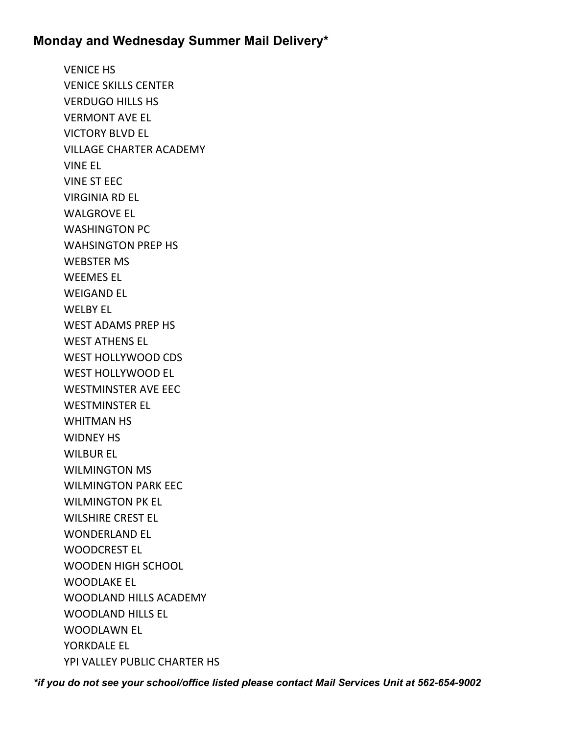## Monday and Wednesday Summer Mail Delivery*

- VENICE HS
- VENICE SKILLS CENTER
- VERDUGO HILLS HS
- VERMONT AVE EL
- VICTORY BLVD EL
- VILLAGE CHARTER ACADEMY
- VINE EL
- VINE ST EEC
- VIRGINIA RD EL
- WALGROVE EL
- WASHINGTON PC
- WAHSINGTON PREP HS
- WEBSTER MS
- WEEMES EL
- WEIGAND EL
- WELBY EL
- WEST ADAMS PREP HS
- WEST ATHENS EL
- WEST HOLLYWOOD CDS
- WEST HOLLYWOOD EL
- WESTMINSTER AVE EEC
- WESTMINSTER EL
- WHITMAN HS
- WIDNEY HS
- WILBUR EL
- WILMINGTON MS
- WILMINGTON PARK EEC
- WILMINGTON PK EL
- WILSHIRE CREST EL
- WONDERLAND EL
- WOODCREST EL
- WOODEN HIGH SCHOOL
- WOODLAKE EL
- WOODLAND HILLS ACADEMY
- WOODLAND HILLS EL
- WOODLAWN EL
- YORKDALE EL
- YPI VALLEY PUBLIC CHARTER HS

***if you do not see your school/office listed please contact Mail Services Unit at 562-654-9002***